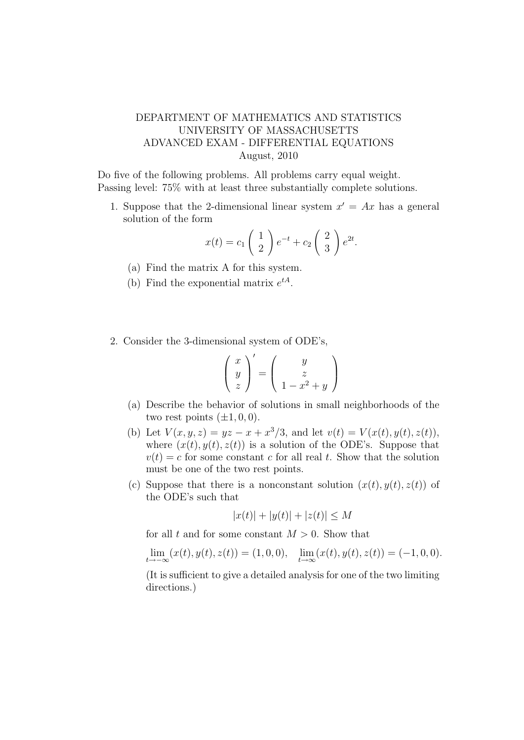DEPARTMENT OF MATHEMATICS AND STATISTICS
UNIVERSITY OF MASSACHUSETTS
ADVANCED EXAM - DIFFERENTIAL EQUATIONS
August, 2010

Do five of the following problems. All problems carry equal weight.
Passing level: 75% with at least three substantially complete solutions.

1. Suppose that the 2-dimensional linear system $x' = Ax$ has a general solution of the form

$$x(t) = c_1 \begin{pmatrix} 1 \\ 2 \end{pmatrix} e^{-t} + c_2 \begin{pmatrix} 2 \\ 3 \end{pmatrix} e^{2t}.$$

   (a) Find the matrix A for this system.

   (b) Find the exponential matrix $e^{tA}$.

2. Consider the 3-dimensional system of ODE's,

$$\begin{pmatrix} x \\ y \\ z \end{pmatrix}' = \begin{pmatrix} y \\ z \\ 1 - x^2 + y \end{pmatrix}$$

   (a) Describe the behavior of solutions in small neighborhoods of the two rest points $(\pm 1, 0, 0)$.

   (b) Let $V(x, y, z) = yz - x + x^3/3$, and let $v(t) = V(x(t), y(t), z(t))$, where $(x(t), y(t), z(t))$ is a solution of the ODE's. Suppose that $v(t) = c$ for some constant $c$ for all real $t$. Show that the solution must be one of the two rest points.

   (c) Suppose that there is a nonconstant solution $(x(t), y(t), z(t))$ of the ODE's such that

$$|x(t)| + |y(t)| + |z(t)| \leq M$$

   for all $t$ and for some constant $M > 0$. Show that

$$\lim_{t \to -\infty} (x(t), y(t), z(t)) = (1, 0, 0), \quad \lim_{t \to \infty} (x(t), y(t), z(t)) = (-1, 0, 0).$$

   (It is sufficient to give a detailed analysis for one of the two limiting directions.)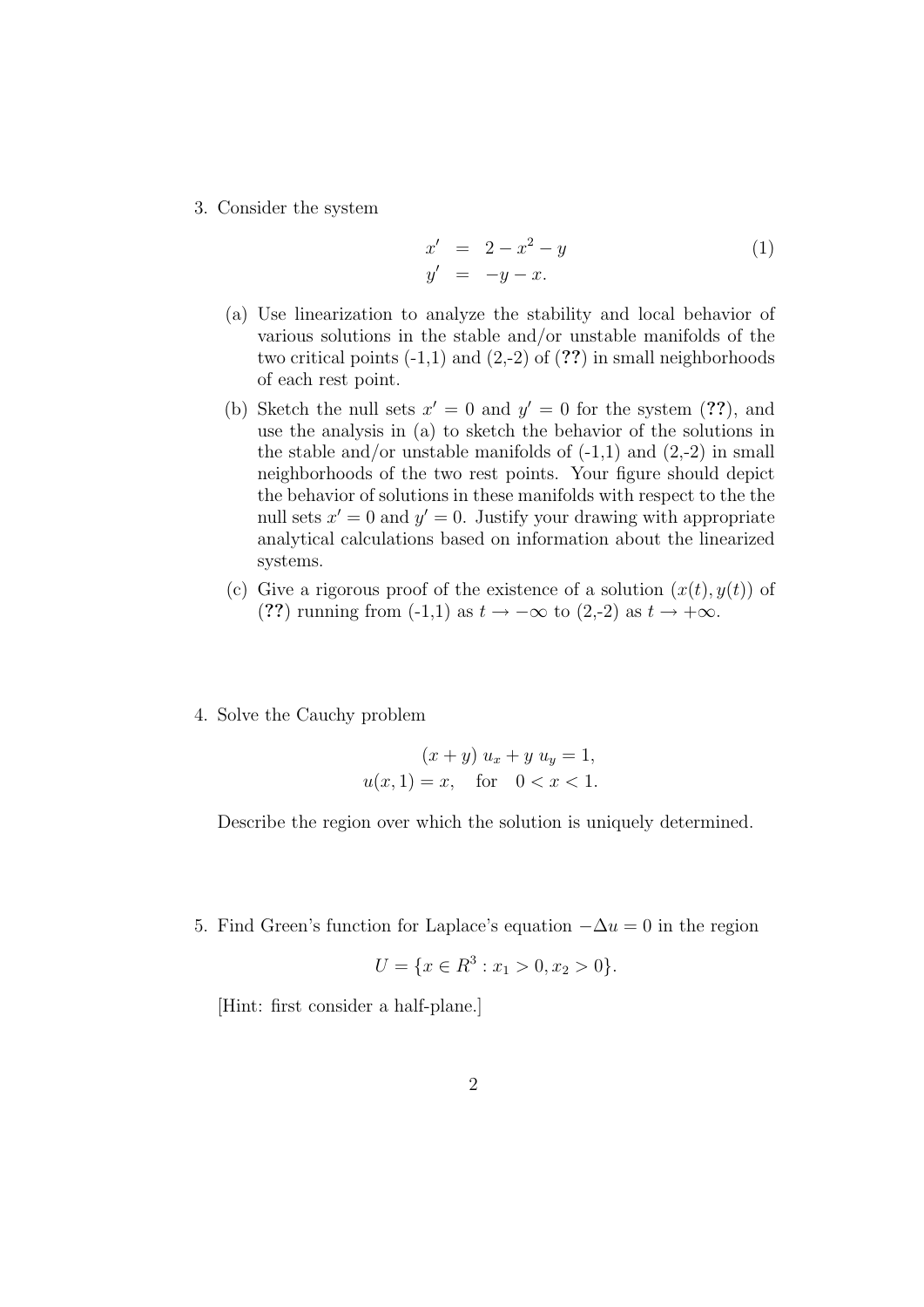3. Consider the system

$$
\begin{aligned}
x' &= 2 - x^2 - y \\
y' &= -y - x.
\end{aligned} \tag{1}
$$

   (a) Use linearization to analyze the stability and local behavior of various solutions in the stable and/or unstable manifolds of the two critical points (-1,1) and (2,-2) of (**??**) in small neighborhoods of each rest point.

   (b) Sketch the null sets $x' = 0$ and $y' = 0$ for the system (**??**), and use the analysis in (a) to sketch the behavior of the solutions in the stable and/or unstable manifolds of (-1,1) and (2,-2) in small neighborhoods of the two rest points. Your figure should depict the behavior of solutions in these manifolds with respect to the the null sets $x' = 0$ and $y' = 0$. Justify your drawing with appropriate analytical calculations based on information about the linearized systems.

   (c) Give a rigorous proof of the existence of a solution $(x(t), y(t))$ of (**??**) running from (-1,1) as $t \to -\infty$ to (2,-2) as $t \to +\infty$.

4. Solve the Cauchy problem

$$
(x + y)\ u_x + y\ u_y = 1,
$$
$$
u(x, 1) = x, \quad \text{for} \quad 0 < x < 1.
$$

   Describe the region over which the solution is uniquely determined.

5. Find Green's function for Laplace's equation $-\Delta u = 0$ in the region

$$
U = \{x \in R^3 : x_1 > 0, x_2 > 0\}.
$$

   [Hint: first consider a half-plane.]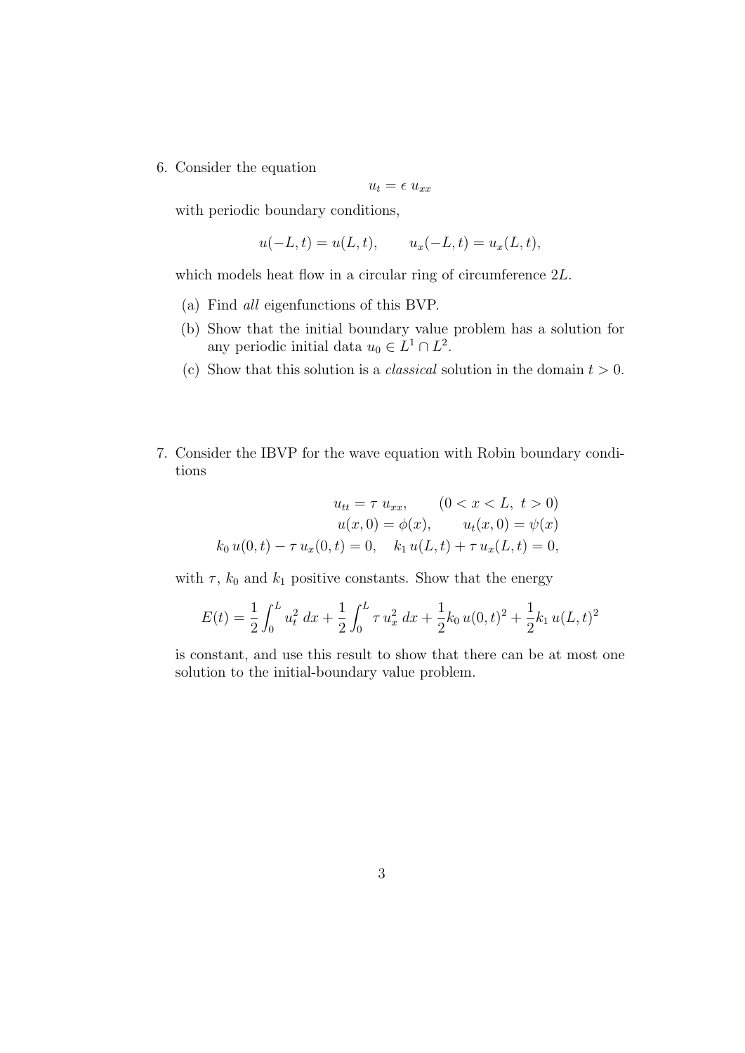6. Consider the equation

$$u_t = \epsilon\, u_{xx}$$

with periodic boundary conditions,

$$u(-L,t) = u(L,t), \qquad u_x(-L,t) = u_x(L,t),$$

which models heat flow in a circular ring of circumference $2L$.

   (a) Find *all* eigenfunctions of this BVP.

   (b) Show that the initial boundary value problem has a solution for any periodic initial data $u_0 \in L^1 \cap L^2$.

   (c) Show that this solution is a *classical* solution in the domain $t > 0$.

7. Consider the IBVP for the wave equation with Robin boundary conditions

$$\begin{aligned} u_{tt} = \tau\, u_{xx}, \qquad & (0 < x < L,\ t > 0) \\ u(x,0) = \phi(x), \qquad & u_t(x,0) = \psi(x) \\ k_0\, u(0,t) - \tau\, u_x(0,t) = 0, \quad & k_1\, u(L,t) + \tau\, u_x(L,t) = 0, \end{aligned}$$

with $\tau$, $k_0$ and $k_1$ positive constants. Show that the energy

$$E(t) = \frac{1}{2}\int_0^L u_t^2\, dx + \frac{1}{2}\int_0^L \tau\, u_x^2\, dx + \frac{1}{2}k_0\, u(0,t)^2 + \frac{1}{2}k_1\, u(L,t)^2$$

is constant, and use this result to show that there can be at most one solution to the initial-boundary value problem.